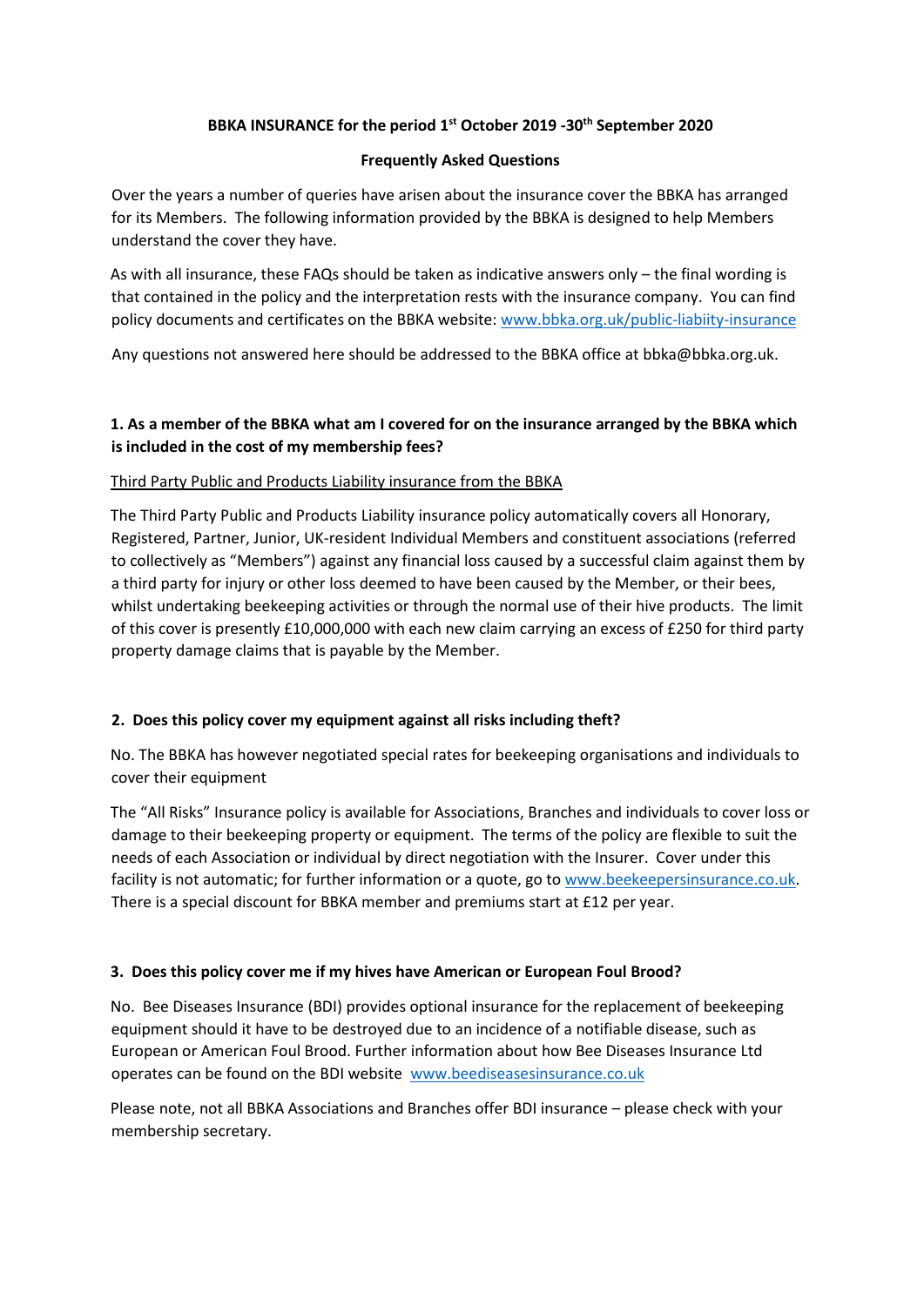# BBKA INSURANCE for the period 1st October 2019 -30th September 2020

## Frequently Asked Questions

Over the years a number of queries have arisen about the insurance cover the BBKA has arranged for its Members. The following information provided by the BBKA is designed to help Members understand the cover they have.

As with all insurance, these FAQs should be taken as indicative answers only – the final wording is that contained in the policy and the interpretation rests with the insurance company. You can find policy documents and certificates on the BBKA website: www.bbka.org.uk/public-liabiity-insurance

Any questions not answered here should be addressed to the BBKA office at bbka@bbka.org.uk.

### 1. As a member of the BBKA what am I covered for on the insurance arranged by the BBKA which is included in the cost of my membership fees?

Third Party Public and Products Liability insurance from the BBKA

The Third Party Public and Products Liability insurance policy automatically covers all Honorary, Registered, Partner, Junior, UK-resident Individual Members and constituent associations (referred to collectively as "Members") against any financial loss caused by a successful claim against them by a third party for injury or other loss deemed to have been caused by the Member, or their bees, whilst undertaking beekeeping activities or through the normal use of their hive products. The limit of this cover is presently £10,000,000 with each new claim carrying an excess of £250 for third party property damage claims that is payable by the Member.

### 2. Does this policy cover my equipment against all risks including theft?

No. The BBKA has however negotiated special rates for beekeeping organisations and individuals to cover their equipment

The "All Risks" Insurance policy is available for Associations, Branches and individuals to cover loss or damage to their beekeeping property or equipment. The terms of the policy are flexible to suit the needs of each Association or individual by direct negotiation with the Insurer. Cover under this facility is not automatic; for further information or a quote, go to www.beekeepersinsurance.co.uk. There is a special discount for BBKA member and premiums start at £12 per year.

### 3. Does this policy cover me if my hives have American or European Foul Brood?

No. Bee Diseases Insurance (BDI) provides optional insurance for the replacement of beekeeping equipment should it have to be destroyed due to an incidence of a notifiable disease, such as European or American Foul Brood. Further information about how Bee Diseases Insurance Ltd operates can be found on the BDI website www.beediseasesinsurance.co.uk

Please note, not all BBKA Associations and Branches offer BDI insurance – please check with your membership secretary.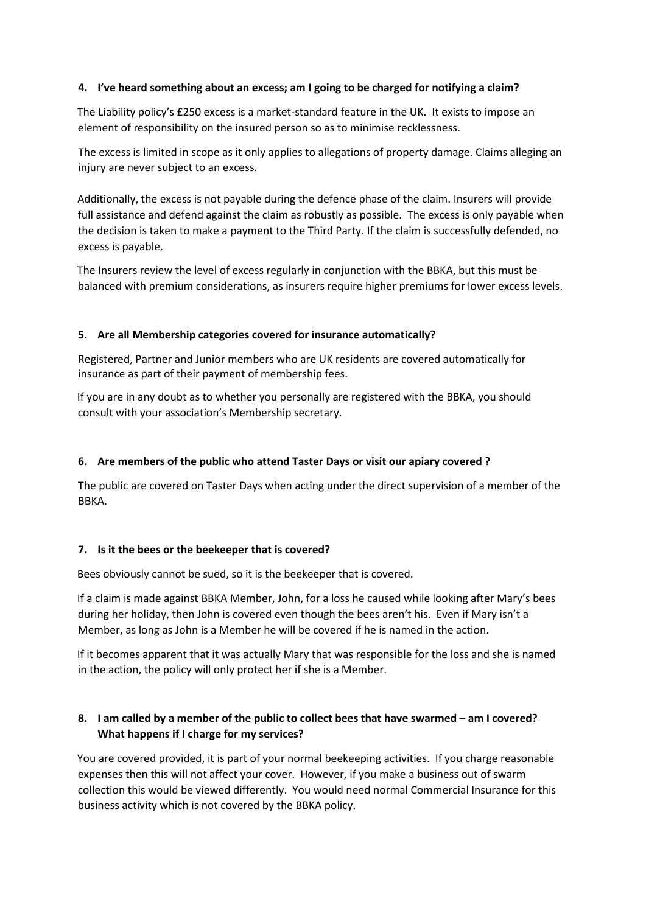### 4. I've heard something about an excess; am I going to be charged for notifying a claim?

The Liability policy's £250 excess is a market-standard feature in the UK. It exists to impose an element of responsibility on the insured person so as to minimise recklessness.

The excess is limited in scope as it only applies to allegations of property damage. Claims alleging an injury are never subject to an excess.

Additionally, the excess is not payable during the defence phase of the claim. Insurers will provide full assistance and defend against the claim as robustly as possible. The excess is only payable when the decision is taken to make a payment to the Third Party. If the claim is successfully defended, no excess is payable.

The Insurers review the level of excess regularly in conjunction with the BBKA, but this must be balanced with premium considerations, as insurers require higher premiums for lower excess levels.

### 5. Are all Membership categories covered for insurance automatically?

Registered, Partner and Junior members who are UK residents are covered automatically for insurance as part of their payment of membership fees.

If you are in any doubt as to whether you personally are registered with the BBKA, you should consult with your association's Membership secretary.

### 6. Are members of the public who attend Taster Days or visit our apiary covered ?

The public are covered on Taster Days when acting under the direct supervision of a member of the BBKA.

### 7. Is it the bees or the beekeeper that is covered?

Bees obviously cannot be sued, so it is the beekeeper that is covered.

If a claim is made against BBKA Member, John, for a loss he caused while looking after Mary's bees during her holiday, then John is covered even though the bees aren't his. Even if Mary isn't a Member, as long as John is a Member he will be covered if he is named in the action.

If it becomes apparent that it was actually Mary that was responsible for the loss and she is named in the action, the policy will only protect her if she is a Member.

### 8. I am called by a member of the public to collect bees that have swarmed – am I covered? What happens if I charge for my services?

You are covered provided, it is part of your normal beekeeping activities. If you charge reasonable expenses then this will not affect your cover. However, if you make a business out of swarm collection this would be viewed differently. You would need normal Commercial Insurance for this business activity which is not covered by the BBKA policy.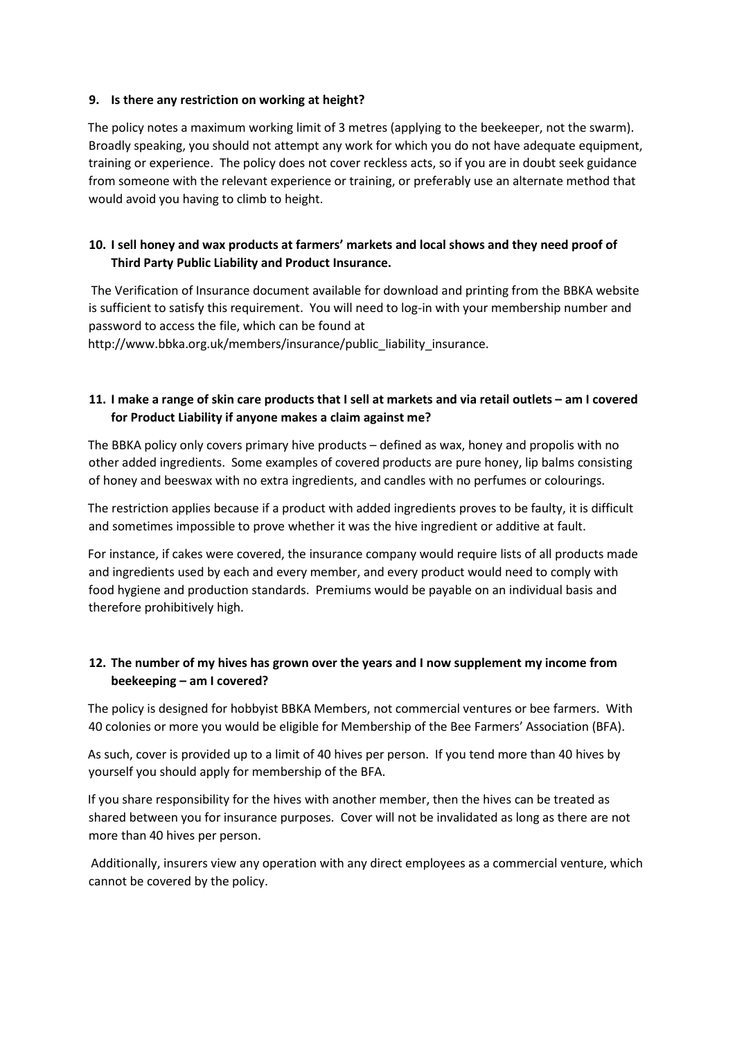**9. Is there any restriction on working at height?**

The policy notes a maximum working limit of 3 metres (applying to the beekeeper, not the swarm). Broadly speaking, you should not attempt any work for which you do not have adequate equipment, training or experience. The policy does not cover reckless acts, so if you are in doubt seek guidance from someone with the relevant experience or training, or preferably use an alternate method that would avoid you having to climb to height.

**10. I sell honey and wax products at farmers' markets and local shows and they need proof of Third Party Public Liability and Product Insurance.**

The Verification of Insurance document available for download and printing from the BBKA website is sufficient to satisfy this requirement. You will need to log-in with your membership number and password to access the file, which can be found at http://www.bbka.org.uk/members/insurance/public_liability_insurance.

**11. I make a range of skin care products that I sell at markets and via retail outlets – am I covered for Product Liability if anyone makes a claim against me?**

The BBKA policy only covers primary hive products – defined as wax, honey and propolis with no other added ingredients. Some examples of covered products are pure honey, lip balms consisting of honey and beeswax with no extra ingredients, and candles with no perfumes or colourings.

The restriction applies because if a product with added ingredients proves to be faulty, it is difficult and sometimes impossible to prove whether it was the hive ingredient or additive at fault.

For instance, if cakes were covered, the insurance company would require lists of all products made and ingredients used by each and every member, and every product would need to comply with food hygiene and production standards. Premiums would be payable on an individual basis and therefore prohibitively high.

**12. The number of my hives has grown over the years and I now supplement my income from beekeeping – am I covered?**

The policy is designed for hobbyist BBKA Members, not commercial ventures or bee farmers. With 40 colonies or more you would be eligible for Membership of the Bee Farmers' Association (BFA).

As such, cover is provided up to a limit of 40 hives per person. If you tend more than 40 hives by yourself you should apply for membership of the BFA.

If you share responsibility for the hives with another member, then the hives can be treated as shared between you for insurance purposes. Cover will not be invalidated as long as there are not more than 40 hives per person.

Additionally, insurers view any operation with any direct employees as a commercial venture, which cannot be covered by the policy.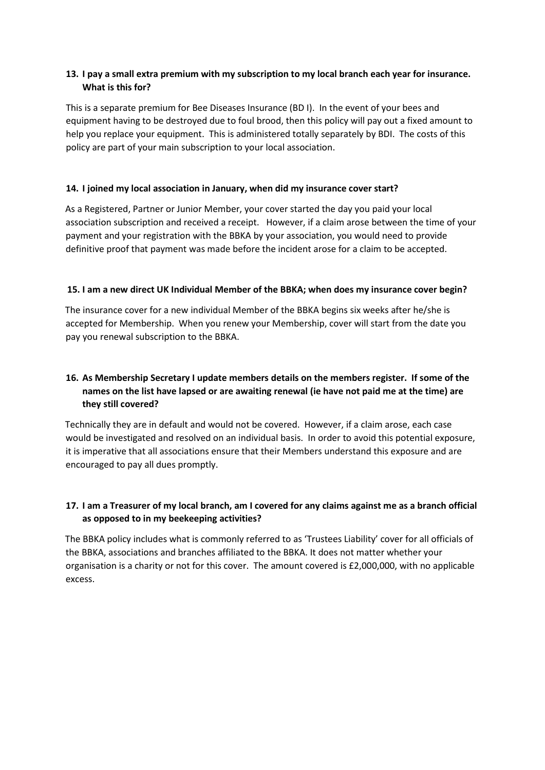**13. I pay a small extra premium with my subscription to my local branch each year for insurance. What is this for?**

This is a separate premium for Bee Diseases Insurance (BD I). In the event of your bees and equipment having to be destroyed due to foul brood, then this policy will pay out a fixed amount to help you replace your equipment. This is administered totally separately by BDI. The costs of this policy are part of your main subscription to your local association.

**14. I joined my local association in January, when did my insurance cover start?**

As a Registered, Partner or Junior Member, your cover started the day you paid your local association subscription and received a receipt. However, if a claim arose between the time of your payment and your registration with the BBKA by your association, you would need to provide definitive proof that payment was made before the incident arose for a claim to be accepted.

**15. I am a new direct UK Individual Member of the BBKA; when does my insurance cover begin?**

The insurance cover for a new individual Member of the BBKA begins six weeks after he/she is accepted for Membership. When you renew your Membership, cover will start from the date you pay you renewal subscription to the BBKA.

**16. As Membership Secretary I update members details on the members register. If some of the names on the list have lapsed or are awaiting renewal (ie have not paid me at the time) are they still covered?**

Technically they are in default and would not be covered. However, if a claim arose, each case would be investigated and resolved on an individual basis. In order to avoid this potential exposure, it is imperative that all associations ensure that their Members understand this exposure and are encouraged to pay all dues promptly.

**17. I am a Treasurer of my local branch, am I covered for any claims against me as a branch official as opposed to in my beekeeping activities?**

The BBKA policy includes what is commonly referred to as 'Trustees Liability' cover for all officials of the BBKA, associations and branches affiliated to the BBKA. It does not matter whether your organisation is a charity or not for this cover. The amount covered is £2,000,000, with no applicable excess.